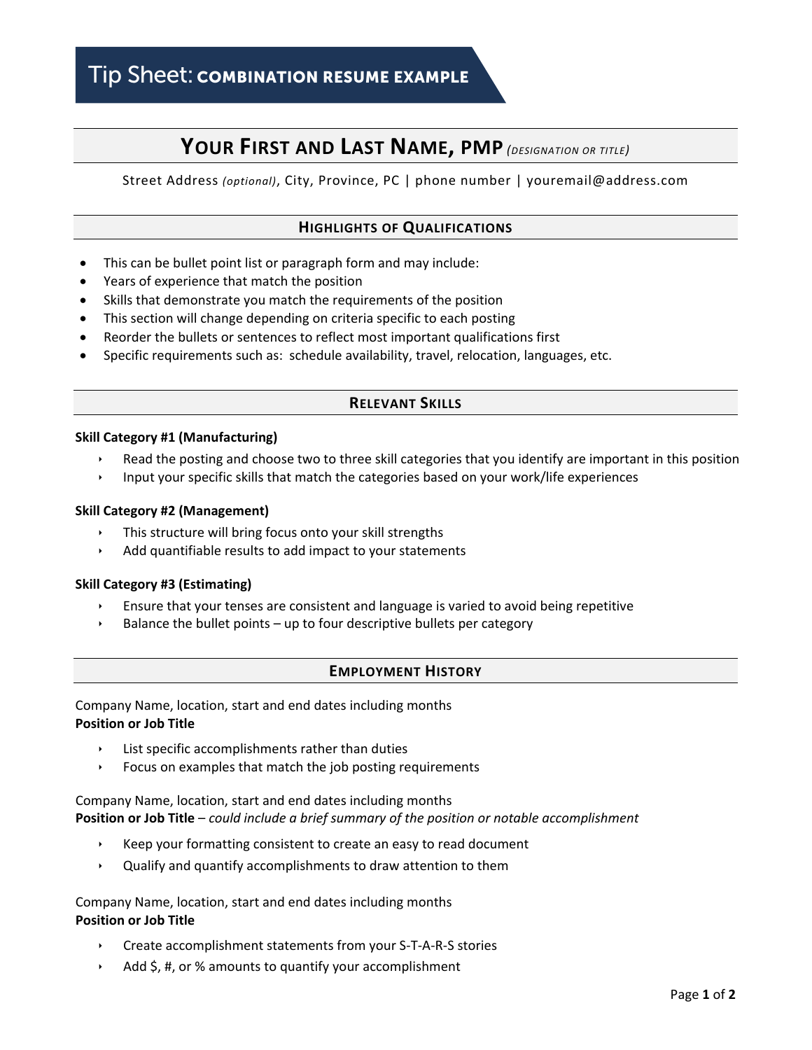# Tip Sheet: COMBINATION RESUME EXAMPLE

## YOUR FIRST AND LAST NAME, PMP *(DESIGNATION OR TITLE)*

Street Address *(optional)*, City, Province, PC | phone number | youremail@address.com

### HIGHLIGHTS OF QUALIFICATIONS

- This can be bullet point list or paragraph form and may include:
- Years of experience that match the position
- Skills that demonstrate you match the requirements of the position
- This section will change depending on criteria specific to each posting
- Reorder the bullets or sentences to reflect most important qualifications first
- Specific requirements such as: schedule availability, travel, relocation, languages, etc.

### RELEVANT SKILLS

**Skill Category #1 (Manufacturing)**

- Read the posting and choose two to three skill categories that you identify are important in this position
- Input your specific skills that match the categories based on your work/life experiences

**Skill Category #2 (Management)**

- This structure will bring focus onto your skill strengths
- Add quantifiable results to add impact to your statements

**Skill Category #3 (Estimating)**

- Ensure that your tenses are consistent and language is varied to avoid being repetitive
- Balance the bullet points – up to four descriptive bullets per category

### EMPLOYMENT HISTORY

Company Name, location, start and end dates including months
**Position or Job Title**

- List specific accomplishments rather than duties
- Focus on examples that match the job posting requirements

Company Name, location, start and end dates including months
**Position or Job Title** – *could include a brief summary of the position or notable accomplishment*

- Keep your formatting consistent to create an easy to read document
- Qualify and quantify accomplishments to draw attention to them

Company Name, location, start and end dates including months
**Position or Job Title**

- Create accomplishment statements from your S-T-A-R-S stories
- Add $, #, or % amounts to quantify your accomplishment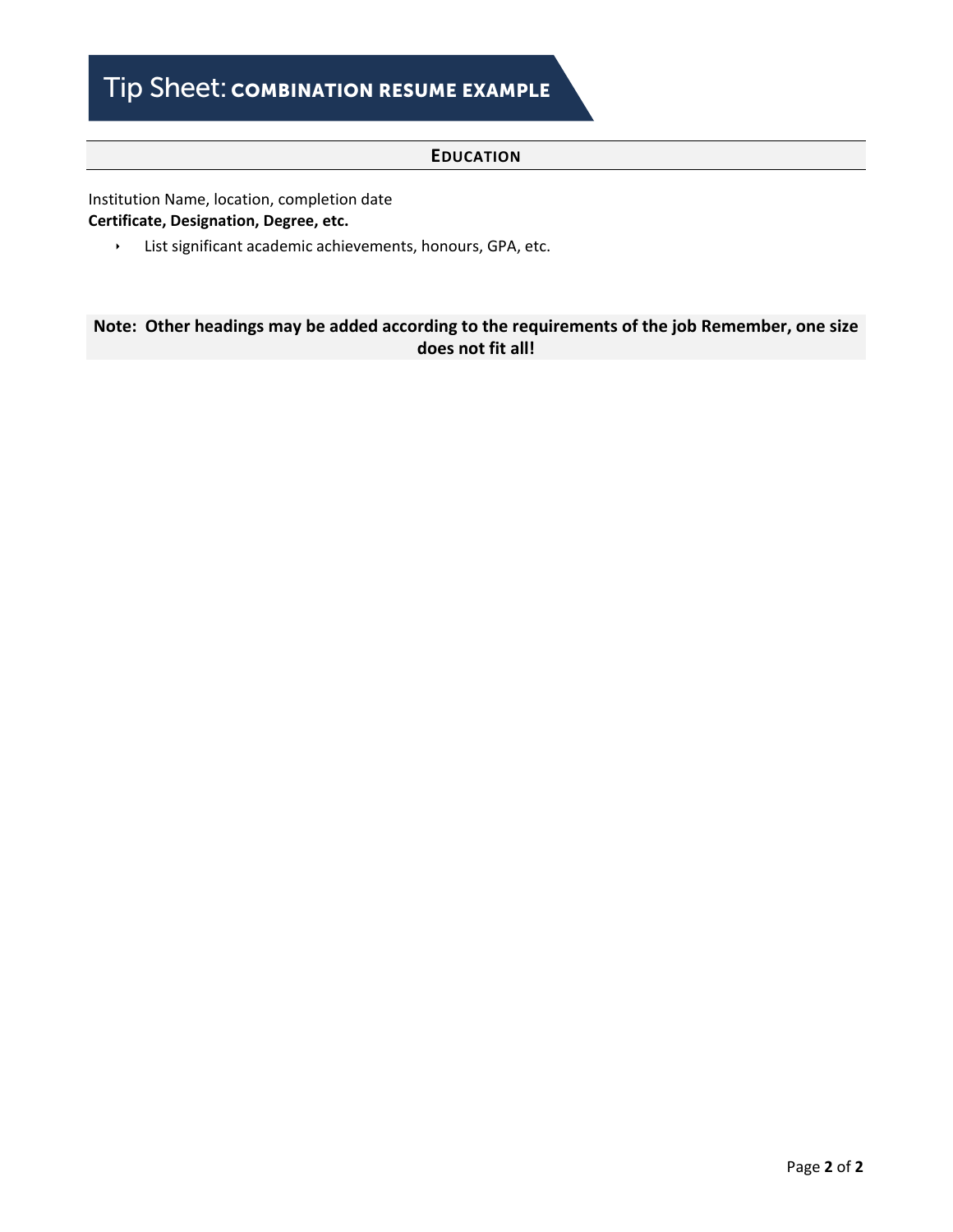# Tip Sheet: COMBINATION RESUME EXAMPLE

## EDUCATION

Institution Name, location, completion date
**Certificate, Designation, Degree, etc.**

- List significant academic achievements, honours, GPA, etc.

**Note: Other headings may be added according to the requirements of the job Remember, one size does not fit all!**